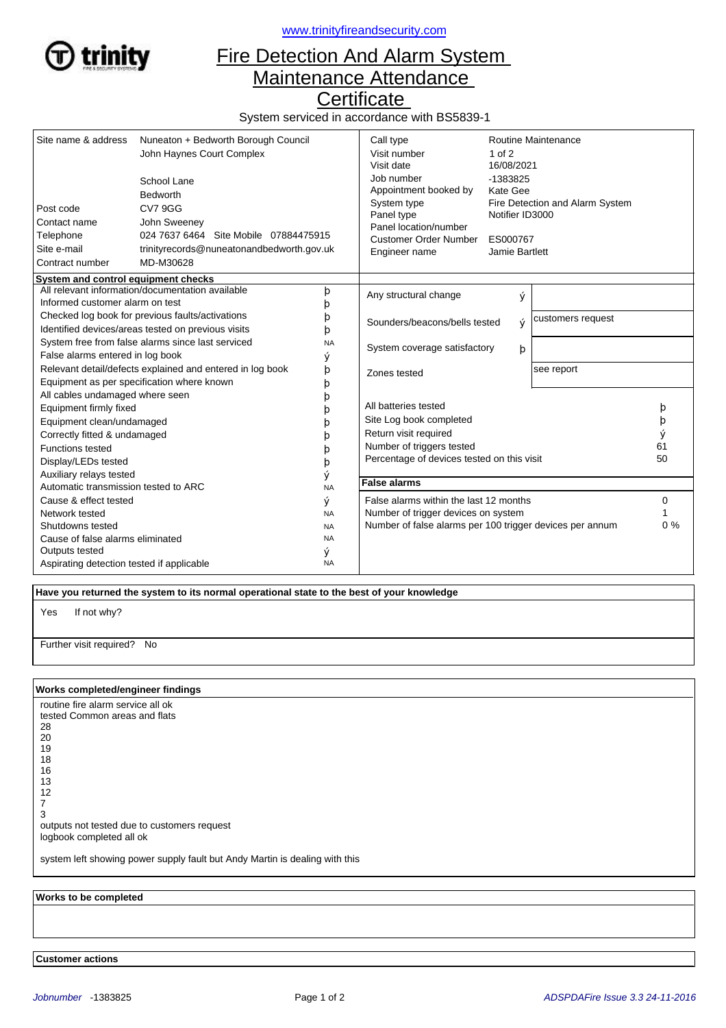www.trinityfireandsecurity.com

# Fire Detection And Alarm System Maintenance Attendance Certificate

System serviced in accordance with BS5839-1

| | |
|---|---|
| Site name & address | Nuneaton + Bedworth Borough Council<br>John Haynes Court Complex<br><br>School Lane<br>Bedworth |
| Post code | CV7 9GG |
| Contact name | John Sweeney |
| Telephone | 024 7637 6464 Site Mobile 07884475915 |
| Site e-mail | trinityrecords@nuneatonandbedworth.gov.uk |
| Contract number | MD-M30628 |

| | |
|---|---|
| Call type | Routine Maintenance |
| Visit number | 1 of 2 |
| Visit date | 16/08/2021 |
| Job number | -1383825 |
| Appointment booked by | Kate Gee |
| System type | Fire Detection and Alarm System |
| Panel type | Notifier ID3000 |
| Panel location/number | |
| Customer Order Number | ES000767 |
| Engineer name | Jamie Bartlett |

**System and control equipment checks**

| | |
|---|---|
| All relevant information/documentation available | þ |
| Informed customer alarm on test | þ |
| Checked log book for previous faults/activations | þ |
| Identified devices/areas tested on previous visits | þ |
| System free from false alarms since last serviced | NA |
| False alarms entered in log book | ý |
| Relevant detail/defects explained and entered in log book | þ |
| Equipment as per specification where known | þ |
| All cables undamaged where seen | þ |
| Equipment firmly fixed | þ |
| Equipment clean/undamaged | þ |
| Correctly fitted & undamaged | þ |
| Functions tested | þ |
| Display/LEDs tested | þ |
| Auxiliary relays tested | ý |
| Automatic transmission tested to ARC | NA |
| Cause & effect tested | ý |
| Network tested | NA |
| Shutdowns tested | NA |
| Cause of false alarms eliminated | NA |
| Outputs tested | ý |
| Aspirating detection tested if applicable | NA |

| | | |
|---|---|---|
| Any structural change | ý | |
| Sounders/beacons/bells tested | ý | customers request |
| System coverage satisfactory | þ | |
| Zones tested | | see report |

| | |
|---|---|
| All batteries tested | þ |
| Site Log book completed | þ |
| Return visit required | ý |
| Number of triggers tested | 61 |
| Percentage of devices tested on this visit | 50 |

**False alarms**

| | |
|---|---|
| False alarms within the last 12 months | 0 |
| Number of trigger devices on system | 1 |
| Number of false alarms per 100 trigger devices per annum | 0 % |

**Have you returned the system to its normal operational state to the best of your knowledge**

Yes If not why?

Further visit required? No

**Works completed/engineer findings**

routine fire alarm service all ok
tested Common areas and flats
28
20
19
18
16
13
12
7
3
outputs not tested due to customers request
logbook completed all ok

system left showing power supply fault but Andy Martin is dealing with this

**Works to be completed**

**Customer actions**

*Jobnumber* -1383825 | *ADSPDAFire Issue 3.3 24-11-2016*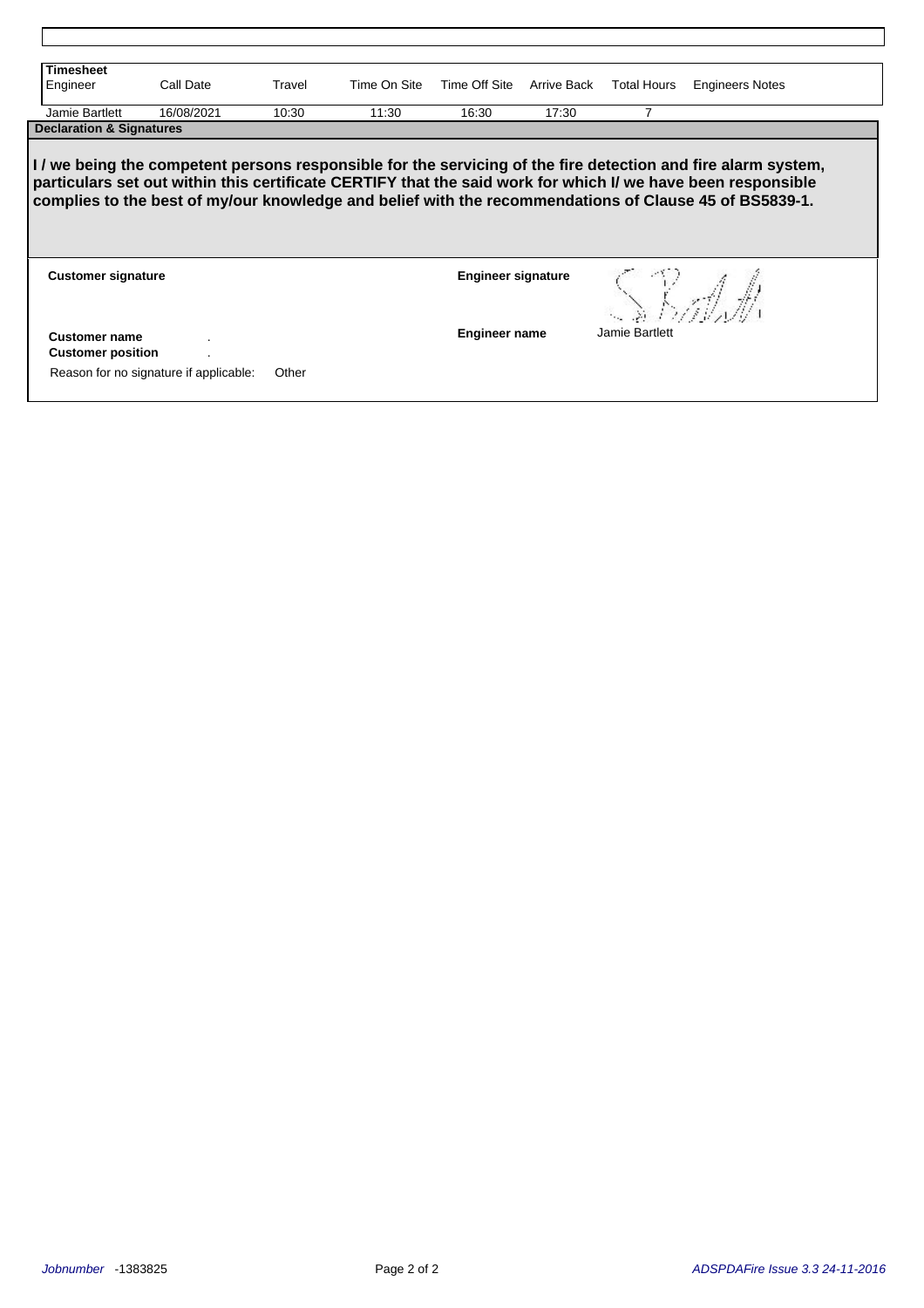## Timesheet

| Engineer | Call Date | Travel | Time On Site | Time Off Site | Arrive Back | Total Hours | Engineers Notes |
|---|---|---|---|---|---|---|---|
| Jamie Bartlett | 16/08/2021 | 10:30 | 11:30 | 16:30 | 17:30 | 7 | |

## Declaration & Signatures

**I / we being the competent persons responsible for the servicing of the fire detection and fire alarm system, particulars set out within this certificate CERTIFY that the said work for which I/ we have been responsible complies to the best of my/our knowledge and belief with the recommendations of Clause 45 of BS5839-1.**

**Customer signature**

**Engineer signature**

**Customer name** .

**Customer position** .

Reason for no signature if applicable: Other

**Engineer name** Jamie Bartlett

*Jobnumber* -1383825

*ADSPDAFire Issue 3.3 24-11-2016*